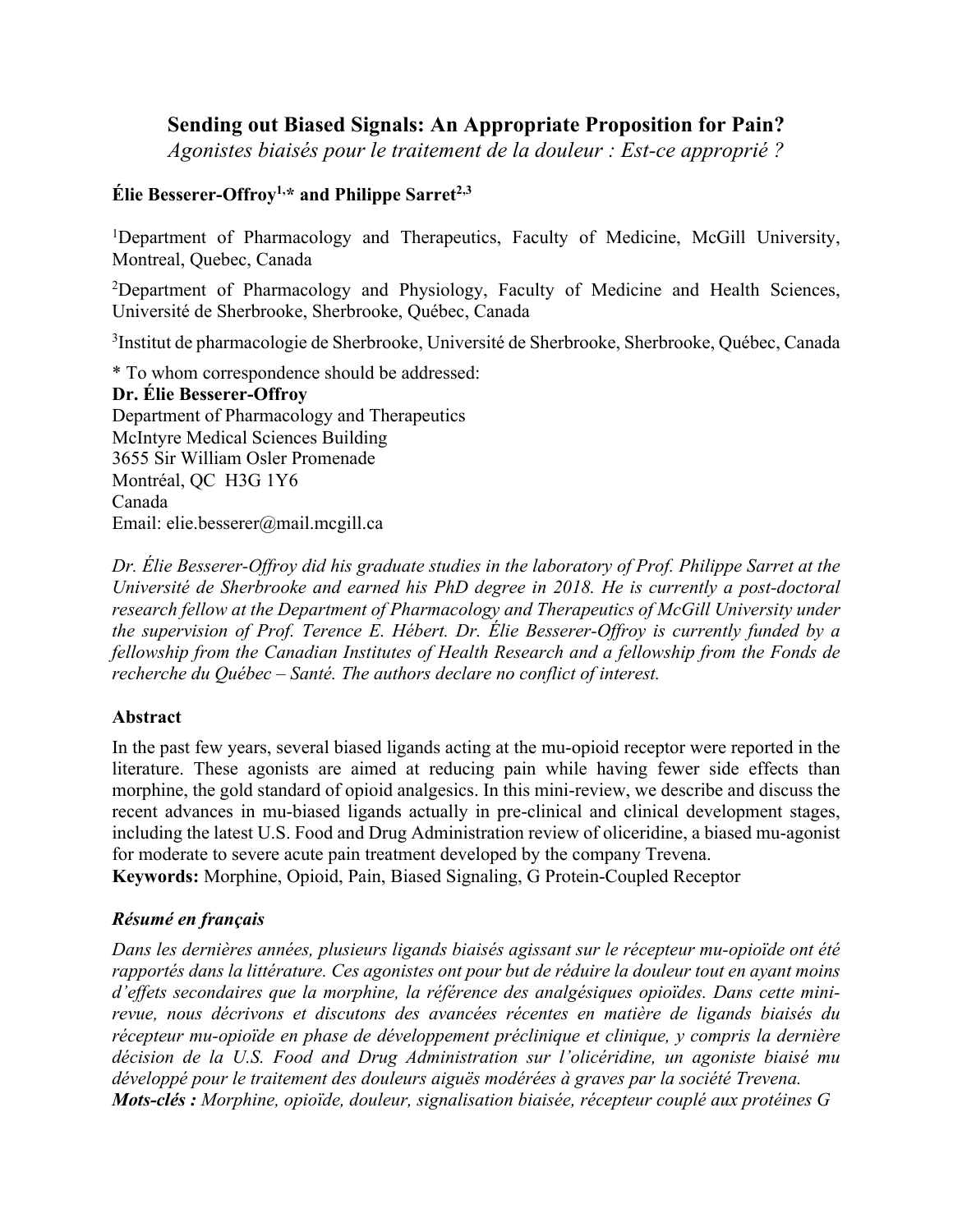# Sending out Biased Signals: An Appropriate Proposition for Pain?

*Agonistes biaisés pour le traitement de la douleur : Est-ce approprié ?*

**Élie Besserer-Offroy[1,*] and Philippe Sarret[2,3]**

[1]Department of Pharmacology and Therapeutics, Faculty of Medicine, McGill University, Montreal, Quebec, Canada

[2]Department of Pharmacology and Physiology, Faculty of Medicine and Health Sciences, Université de Sherbrooke, Sherbrooke, Québec, Canada

[3]Institut de pharmacologie de Sherbrooke, Université de Sherbrooke, Sherbrooke, Québec, Canada

\* To whom correspondence should be addressed:
**Dr. Élie Besserer-Offroy**
Department of Pharmacology and Therapeutics
McIntyre Medical Sciences Building
3655 Sir William Osler Promenade
Montréal, QC H3G 1Y6
Canada
Email: elie.besserer@mail.mcgill.ca

*Dr. Élie Besserer-Offroy did his graduate studies in the laboratory of Prof. Philippe Sarret at the Université de Sherbrooke and earned his PhD degree in 2018. He is currently a post-doctoral research fellow at the Department of Pharmacology and Therapeutics of McGill University under the supervision of Prof. Terence E. Hébert. Dr. Élie Besserer-Offroy is currently funded by a fellowship from the Canadian Institutes of Health Research and a fellowship from the Fonds de recherche du Québec – Santé. The authors declare no conflict of interest.*

### Abstract

In the past few years, several biased ligands acting at the mu-opioid receptor were reported in the literature. These agonists are aimed at reducing pain while having fewer side effects than morphine, the gold standard of opioid analgesics. In this mini-review, we describe and discuss the recent advances in mu-biased ligands actually in pre-clinical and clinical development stages, including the latest U.S. Food and Drug Administration review of oliceridine, a biased mu-agonist for moderate to severe acute pain treatment developed by the company Trevena.

**Keywords:** Morphine, Opioid, Pain, Biased Signaling, G Protein-Coupled Receptor

### *Résumé en français*

*Dans les dernières années, plusieurs ligands biaisés agissant sur le récepteur mu-opioïde ont été rapportés dans la littérature. Ces agonistes ont pour but de réduire la douleur tout en ayant moins d'effets secondaires que la morphine, la référence des analgésiques opioïdes. Dans cette mini-revue, nous décrivons et discutons des avancées récentes en matière de ligands biaisés du récepteur mu-opioïde en phase de développement préclinique et clinique, y compris la dernière décision de la U.S. Food and Drug Administration sur l'olicéridine, un agoniste biaisé mu développé pour le traitement des douleurs aiguës modérées à graves par la société Trevena.*

***Mots-clés :*** *Morphine, opioïde, douleur, signalisation biaisée, récepteur couplé aux protéines G*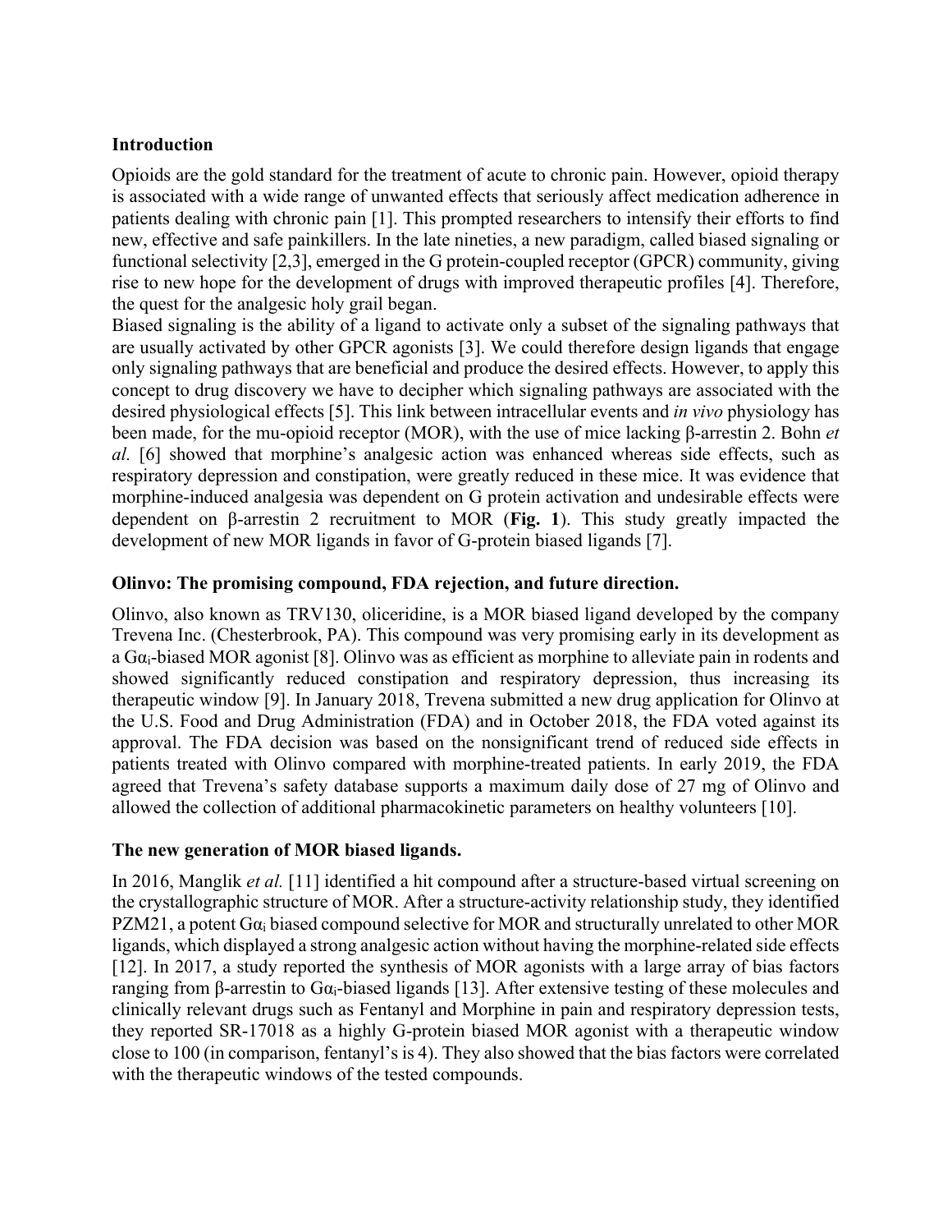## Introduction

Opioids are the gold standard for the treatment of acute to chronic pain. However, opioid therapy is associated with a wide range of unwanted effects that seriously affect medication adherence in patients dealing with chronic pain [1]. This prompted researchers to intensify their efforts to find new, effective and safe painkillers. In the late nineties, a new paradigm, called biased signaling or functional selectivity [2,3], emerged in the G protein-coupled receptor (GPCR) community, giving rise to new hope for the development of drugs with improved therapeutic profiles [4]. Therefore, the quest for the analgesic holy grail began.

Biased signaling is the ability of a ligand to activate only a subset of the signaling pathways that are usually activated by other GPCR agonists [3]. We could therefore design ligands that engage only signaling pathways that are beneficial and produce the desired effects. However, to apply this concept to drug discovery we have to decipher which signaling pathways are associated with the desired physiological effects [5]. This link between intracellular events and *in vivo* physiology has been made, for the mu-opioid receptor (MOR), with the use of mice lacking β-arrestin 2. Bohn *et al.* [6] showed that morphine's analgesic action was enhanced whereas side effects, such as respiratory depression and constipation, were greatly reduced in these mice. It was evidence that morphine-induced analgesia was dependent on G protein activation and undesirable effects were dependent on β-arrestin 2 recruitment to MOR (**Fig. 1**). This study greatly impacted the development of new MOR ligands in favor of G-protein biased ligands [7].

## Olinvo: The promising compound, FDA rejection, and future direction.

Olinvo, also known as TRV130, oliceridine, is a MOR biased ligand developed by the company Trevena Inc. (Chesterbrook, PA). This compound was very promising early in its development as a $G\alpha_i$-biased MOR agonist [8]. Olinvo was as efficient as morphine to alleviate pain in rodents and showed significantly reduced constipation and respiratory depression, thus increasing its therapeutic window [9]. In January 2018, Trevena submitted a new drug application for Olinvo at the U.S. Food and Drug Administration (FDA) and in October 2018, the FDA voted against its approval. The FDA decision was based on the nonsignificant trend of reduced side effects in patients treated with Olinvo compared with morphine-treated patients. In early 2019, the FDA agreed that Trevena's safety database supports a maximum daily dose of 27 mg of Olinvo and allowed the collection of additional pharmacokinetic parameters on healthy volunteers [10].

## The new generation of MOR biased ligands.

In 2016, Manglik *et al.* [11] identified a hit compound after a structure-based virtual screening on the crystallographic structure of MOR. After a structure-activity relationship study, they identified PZM21, a potent $G\alpha_i$ biased compound selective for MOR and structurally unrelated to other MOR ligands, which displayed a strong analgesic action without having the morphine-related side effects [12]. In 2017, a study reported the synthesis of MOR agonists with a large array of bias factors ranging from β-arrestin to $G\alpha_i$-biased ligands [13]. After extensive testing of these molecules and clinically relevant drugs such as Fentanyl and Morphine in pain and respiratory depression tests, they reported SR-17018 as a highly G-protein biased MOR agonist with a therapeutic window close to 100 (in comparison, fentanyl's is 4). They also showed that the bias factors were correlated with the therapeutic windows of the tested compounds.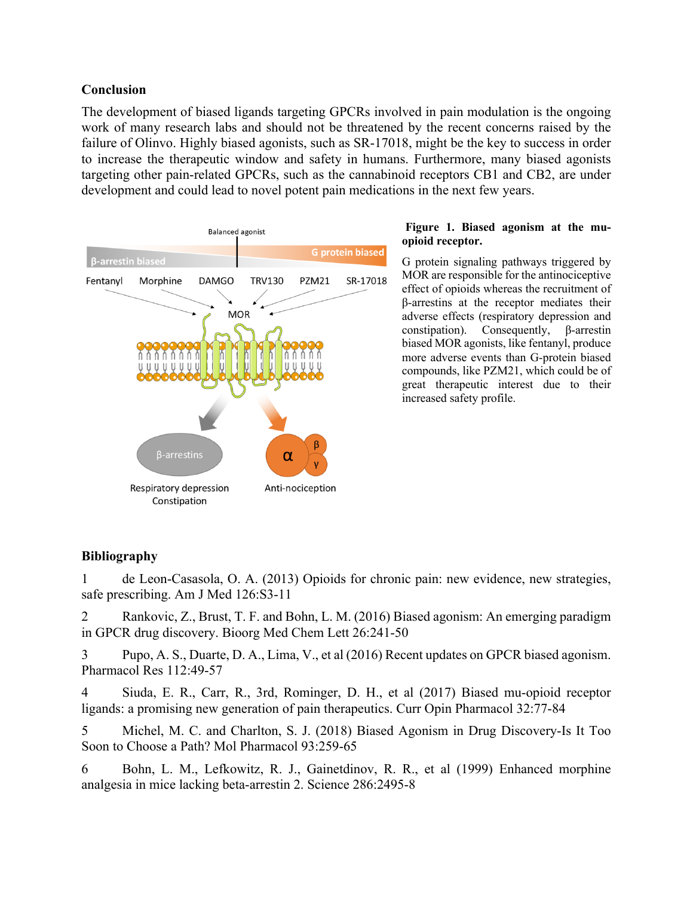## Conclusion

The development of biased ligands targeting GPCRs involved in pain modulation is the ongoing work of many research labs and should not be threatened by the recent concerns raised by the failure of Olinvo. Highly biased agonists, such as SR-17018, might be the key to success in order to increase the therapeutic window and safety in humans. Furthermore, many biased agonists targeting other pain-related GPCRs, such as the cannabinoid receptors CB1 and CB2, are under development and could lead to novel potent pain medications in the next few years.

**Figure 1. Biased agonism at the mu-opioid receptor.**

G protein signaling pathways triggered by MOR are responsible for the antinociceptive effect of opioids whereas the recruitment of β-arrestins at the receptor mediates their adverse effects (respiratory depression and constipation). Consequently, β-arrestin biased MOR agonists, like fentanyl, produce more adverse events than G-protein biased compounds, like PZM21, which could be of great therapeutic interest due to their increased safety profile.

## Bibliography

1 de Leon-Casasola, O. A. (2013) Opioids for chronic pain: new evidence, new strategies, safe prescribing. Am J Med 126:S3-11

2 Rankovic, Z., Brust, T. F. and Bohn, L. M. (2016) Biased agonism: An emerging paradigm in GPCR drug discovery. Bioorg Med Chem Lett 26:241-50

3 Pupo, A. S., Duarte, D. A., Lima, V., et al (2016) Recent updates on GPCR biased agonism. Pharmacol Res 112:49-57

4 Siuda, E. R., Carr, R., 3rd, Rominger, D. H., et al (2017) Biased mu-opioid receptor ligands: a promising new generation of pain therapeutics. Curr Opin Pharmacol 32:77-84

5 Michel, M. C. and Charlton, S. J. (2018) Biased Agonism in Drug Discovery-Is It Too Soon to Choose a Path? Mol Pharmacol 93:259-65

6 Bohn, L. M., Lefkowitz, R. J., Gainetdinov, R. R., et al (1999) Enhanced morphine analgesia in mice lacking beta-arrestin 2. Science 286:2495-8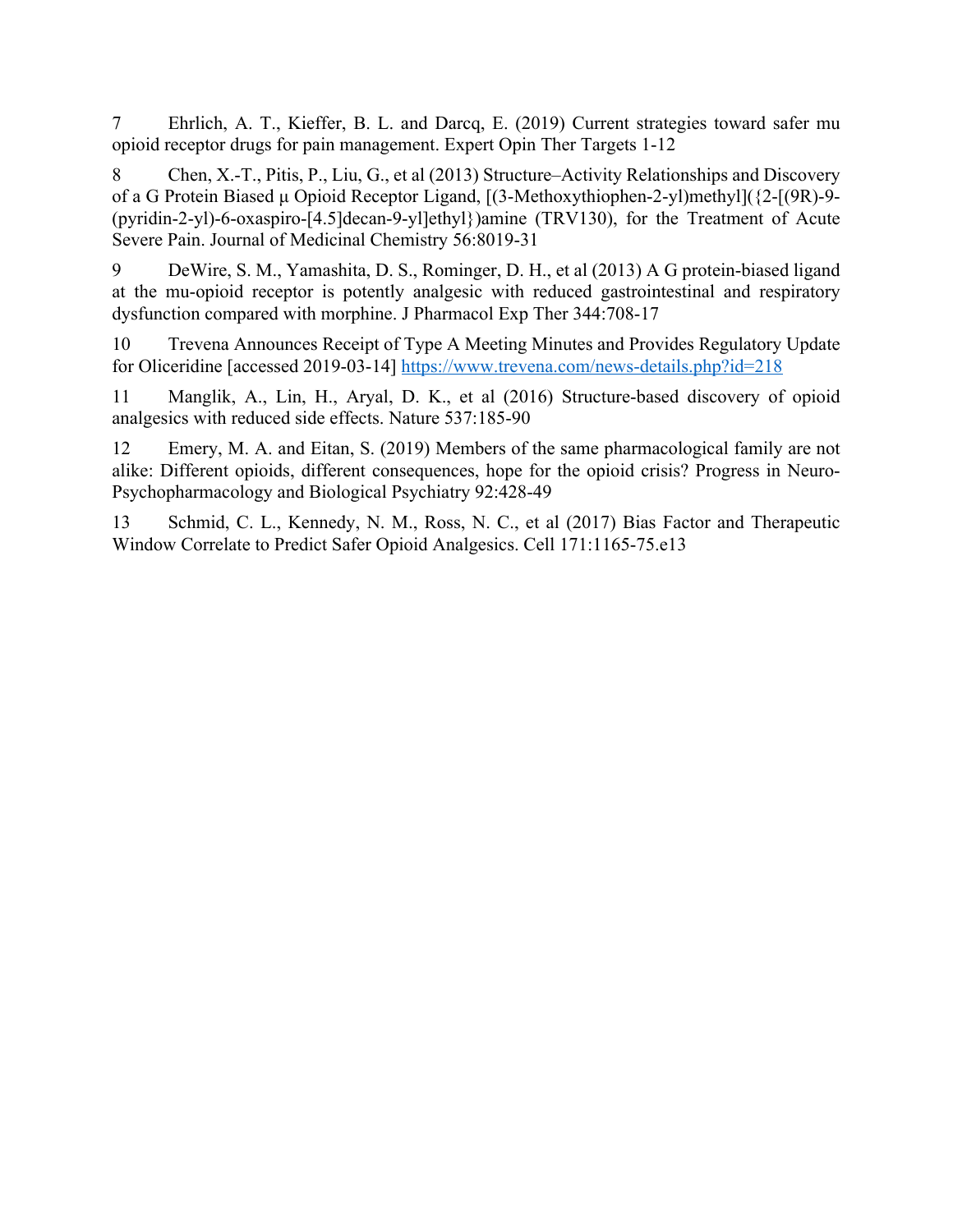7 Ehrlich, A. T., Kieffer, B. L. and Darcq, E. (2019) Current strategies toward safer mu opioid receptor drugs for pain management. Expert Opin Ther Targets 1-12

8 Chen, X.-T., Pitis, P., Liu, G., et al (2013) Structure–Activity Relationships and Discovery of a G Protein Biased μ Opioid Receptor Ligand, [(3-Methoxythiophen-2-yl)methyl]({2-[(9R)-9-(pyridin-2-yl)-6-oxaspiro-[4.5]decan-9-yl]ethyl})amine (TRV130), for the Treatment of Acute Severe Pain. Journal of Medicinal Chemistry 56:8019-31

9 DeWire, S. M., Yamashita, D. S., Rominger, D. H., et al (2013) A G protein-biased ligand at the mu-opioid receptor is potently analgesic with reduced gastrointestinal and respiratory dysfunction compared with morphine. J Pharmacol Exp Ther 344:708-17

10 Trevena Announces Receipt of Type A Meeting Minutes and Provides Regulatory Update for Oliceridine [accessed 2019-03-14] https://www.trevena.com/news-details.php?id=218

11 Manglik, A., Lin, H., Aryal, D. K., et al (2016) Structure-based discovery of opioid analgesics with reduced side effects. Nature 537:185-90

12 Emery, M. A. and Eitan, S. (2019) Members of the same pharmacological family are not alike: Different opioids, different consequences, hope for the opioid crisis? Progress in Neuro-Psychopharmacology and Biological Psychiatry 92:428-49

13 Schmid, C. L., Kennedy, N. M., Ross, N. C., et al (2017) Bias Factor and Therapeutic Window Correlate to Predict Safer Opioid Analgesics. Cell 171:1165-75.e13